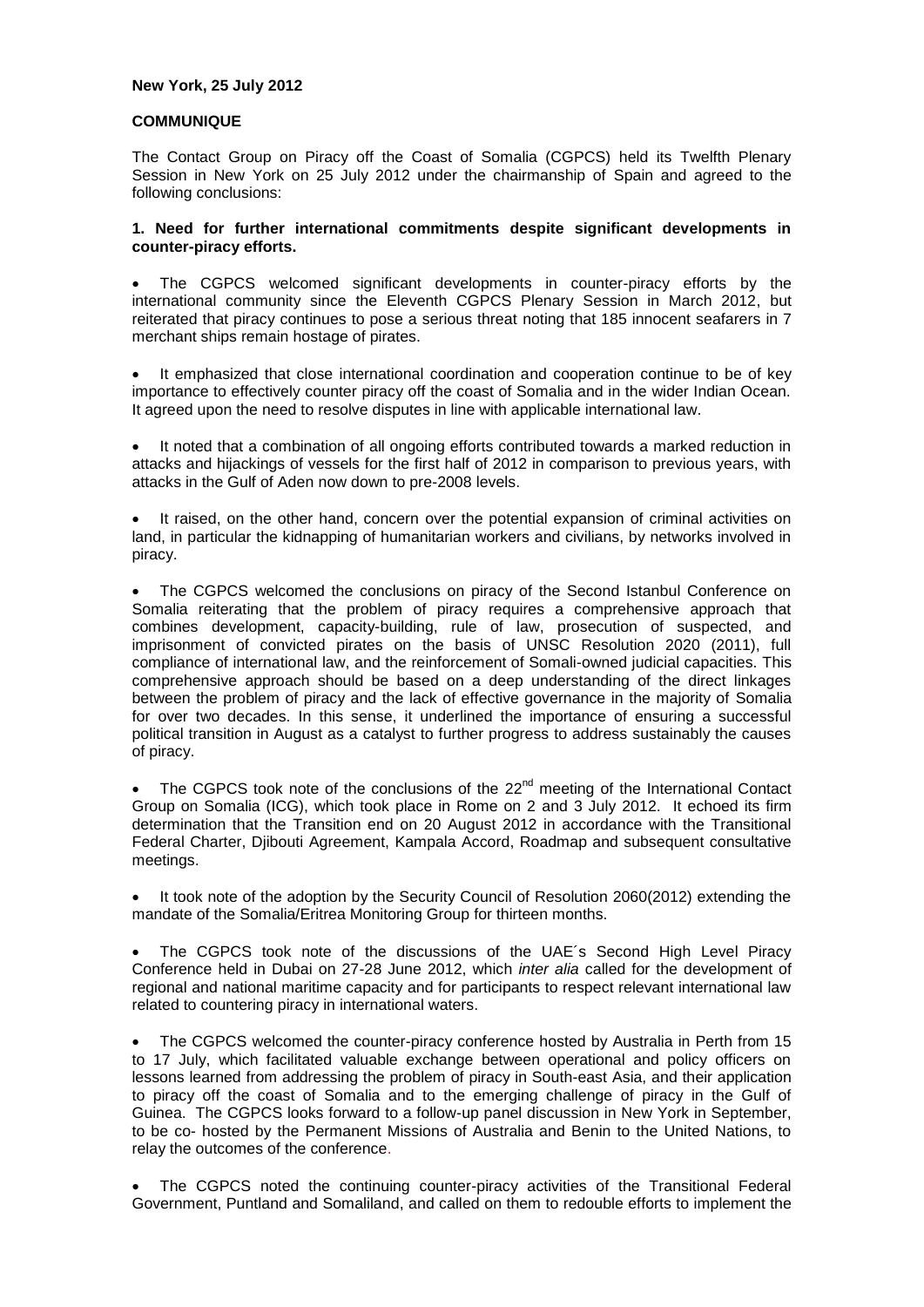**New York, 25 July 2012**

**COMMUNIQUE**

The Contact Group on Piracy off the Coast of Somalia (CGPCS) held its Twelfth Plenary Session in New York on 25 July 2012 under the chairmanship of Spain and agreed to the following conclusions:

**1. Need for further international commitments despite significant developments in counter-piracy efforts.**

- The CGPCS welcomed significant developments in counter-piracy efforts by the international community since the Eleventh CGPCS Plenary Session in March 2012, but reiterated that piracy continues to pose a serious threat noting that 185 innocent seafarers in 7 merchant ships remain hostage of pirates.

- It emphasized that close international coordination and cooperation continue to be of key importance to effectively counter piracy off the coast of Somalia and in the wider Indian Ocean. It agreed upon the need to resolve disputes in line with applicable international law.

- It noted that a combination of all ongoing efforts contributed towards a marked reduction in attacks and hijackings of vessels for the first half of 2012 in comparison to previous years, with attacks in the Gulf of Aden now down to pre-2008 levels.

- It raised, on the other hand, concern over the potential expansion of criminal activities on land, in particular the kidnapping of humanitarian workers and civilians, by networks involved in piracy.

- The CGPCS welcomed the conclusions on piracy of the Second Istanbul Conference on Somalia reiterating that the problem of piracy requires a comprehensive approach that combines development, capacity-building, rule of law, prosecution of suspected, and imprisonment of convicted pirates on the basis of UNSC Resolution 2020 (2011), full compliance of international law, and the reinforcement of Somali-owned judicial capacities. This comprehensive approach should be based on a deep understanding of the direct linkages between the problem of piracy and the lack of effective governance in the majority of Somalia for over two decades. In this sense, it underlined the importance of ensuring a successful political transition in August as a catalyst to further progress to address sustainably the causes of piracy.

- The CGPCS took note of the conclusions of the 22nd meeting of the International Contact Group on Somalia (ICG), which took place in Rome on 2 and 3 July 2012. It echoed its firm determination that the Transition end on 20 August 2012 in accordance with the Transitional Federal Charter, Djibouti Agreement, Kampala Accord, Roadmap and subsequent consultative meetings.

- It took note of the adoption by the Security Council of Resolution 2060(2012) extending the mandate of the Somalia/Eritrea Monitoring Group for thirteen months.

- The CGPCS took note of the discussions of the UAE´s Second High Level Piracy Conference held in Dubai on 27-28 June 2012, which *inter alia* called for the development of regional and national maritime capacity and for participants to respect relevant international law related to countering piracy in international waters.

- The CGPCS welcomed the counter-piracy conference hosted by Australia in Perth from 15 to 17 July, which facilitated valuable exchange between operational and policy officers on lessons learned from addressing the problem of piracy in South-east Asia, and their application to piracy off the coast of Somalia and to the emerging challenge of piracy in the Gulf of Guinea. The CGPCS looks forward to a follow-up panel discussion in New York in September, to be co- hosted by the Permanent Missions of Australia and Benin to the United Nations, to relay the outcomes of the conference.

- The CGPCS noted the continuing counter-piracy activities of the Transitional Federal Government, Puntland and Somaliland, and called on them to redouble efforts to implement the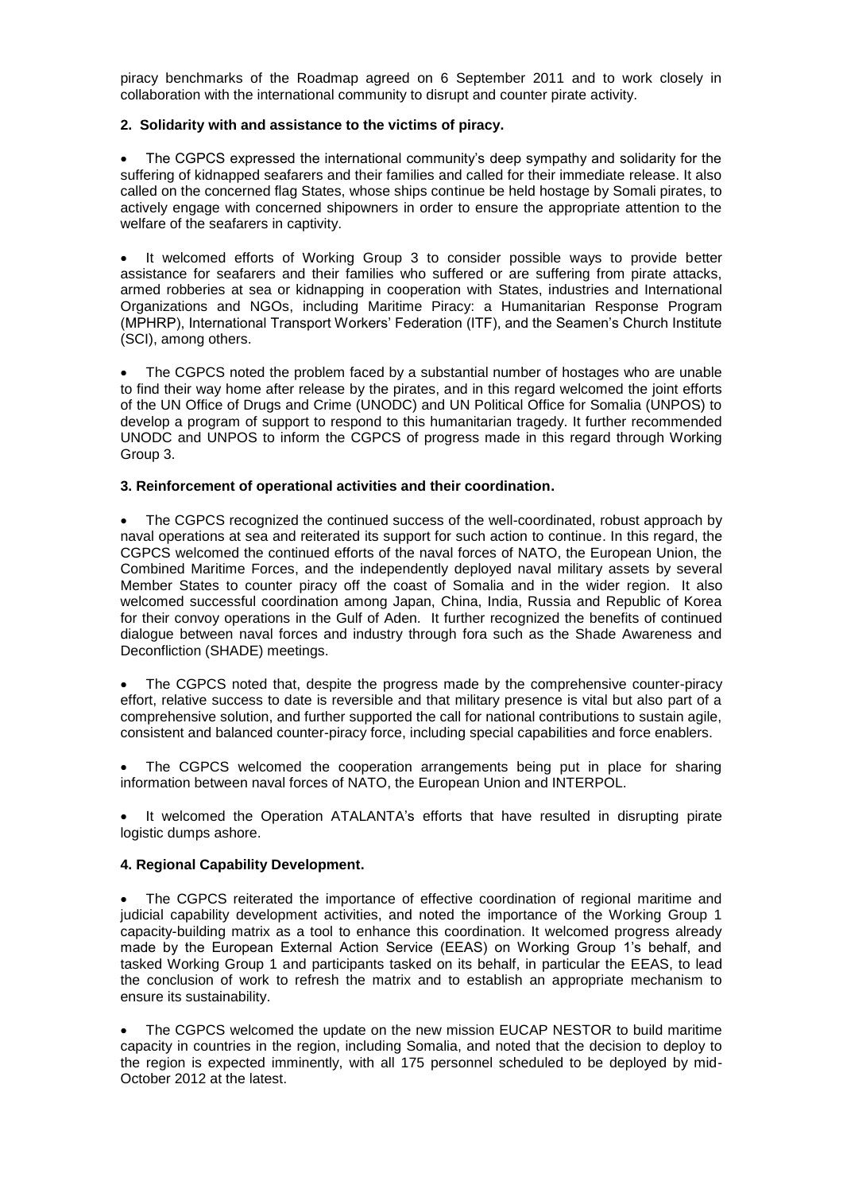piracy benchmarks of the Roadmap agreed on 6 September 2011 and to work closely in collaboration with the international community to disrupt and counter pirate activity.

**2. Solidarity with and assistance to the victims of piracy.**

- The CGPCS expressed the international community's deep sympathy and solidarity for the suffering of kidnapped seafarers and their families and called for their immediate release. It also called on the concerned flag States, whose ships continue be held hostage by Somali pirates, to actively engage with concerned shipowners in order to ensure the appropriate attention to the welfare of the seafarers in captivity.

- It welcomed efforts of Working Group 3 to consider possible ways to provide better assistance for seafarers and their families who suffered or are suffering from pirate attacks, armed robberies at sea or kidnapping in cooperation with States, industries and International Organizations and NGOs, including Maritime Piracy: a Humanitarian Response Program (MPHRP), International Transport Workers' Federation (ITF), and the Seamen's Church Institute (SCI), among others.

- The CGPCS noted the problem faced by a substantial number of hostages who are unable to find their way home after release by the pirates, and in this regard welcomed the joint efforts of the UN Office of Drugs and Crime (UNODC) and UN Political Office for Somalia (UNPOS) to develop a program of support to respond to this humanitarian tragedy. It further recommended UNODC and UNPOS to inform the CGPCS of progress made in this regard through Working Group 3.

**3. Reinforcement of operational activities and their coordination.**

- The CGPCS recognized the continued success of the well-coordinated, robust approach by naval operations at sea and reiterated its support for such action to continue. In this regard, the CGPCS welcomed the continued efforts of the naval forces of NATO, the European Union, the Combined Maritime Forces, and the independently deployed naval military assets by several Member States to counter piracy off the coast of Somalia and in the wider region. It also welcomed successful coordination among Japan, China, India, Russia and Republic of Korea for their convoy operations in the Gulf of Aden. It further recognized the benefits of continued dialogue between naval forces and industry through fora such as the Shade Awareness and Deconfliction (SHADE) meetings.

- The CGPCS noted that, despite the progress made by the comprehensive counter-piracy effort, relative success to date is reversible and that military presence is vital but also part of a comprehensive solution, and further supported the call for national contributions to sustain agile, consistent and balanced counter-piracy force, including special capabilities and force enablers.

- The CGPCS welcomed the cooperation arrangements being put in place for sharing information between naval forces of NATO, the European Union and INTERPOL.

- It welcomed the Operation ATALANTA's efforts that have resulted in disrupting pirate logistic dumps ashore.

**4. Regional Capability Development.**

- The CGPCS reiterated the importance of effective coordination of regional maritime and judicial capability development activities, and noted the importance of the Working Group 1 capacity-building matrix as a tool to enhance this coordination. It welcomed progress already made by the European External Action Service (EEAS) on Working Group 1's behalf, and tasked Working Group 1 and participants tasked on its behalf, in particular the EEAS, to lead the conclusion of work to refresh the matrix and to establish an appropriate mechanism to ensure its sustainability.

- The CGPCS welcomed the update on the new mission EUCAP NESTOR to build maritime capacity in countries in the region, including Somalia, and noted that the decision to deploy to the region is expected imminently, with all 175 personnel scheduled to be deployed by mid-October 2012 at the latest.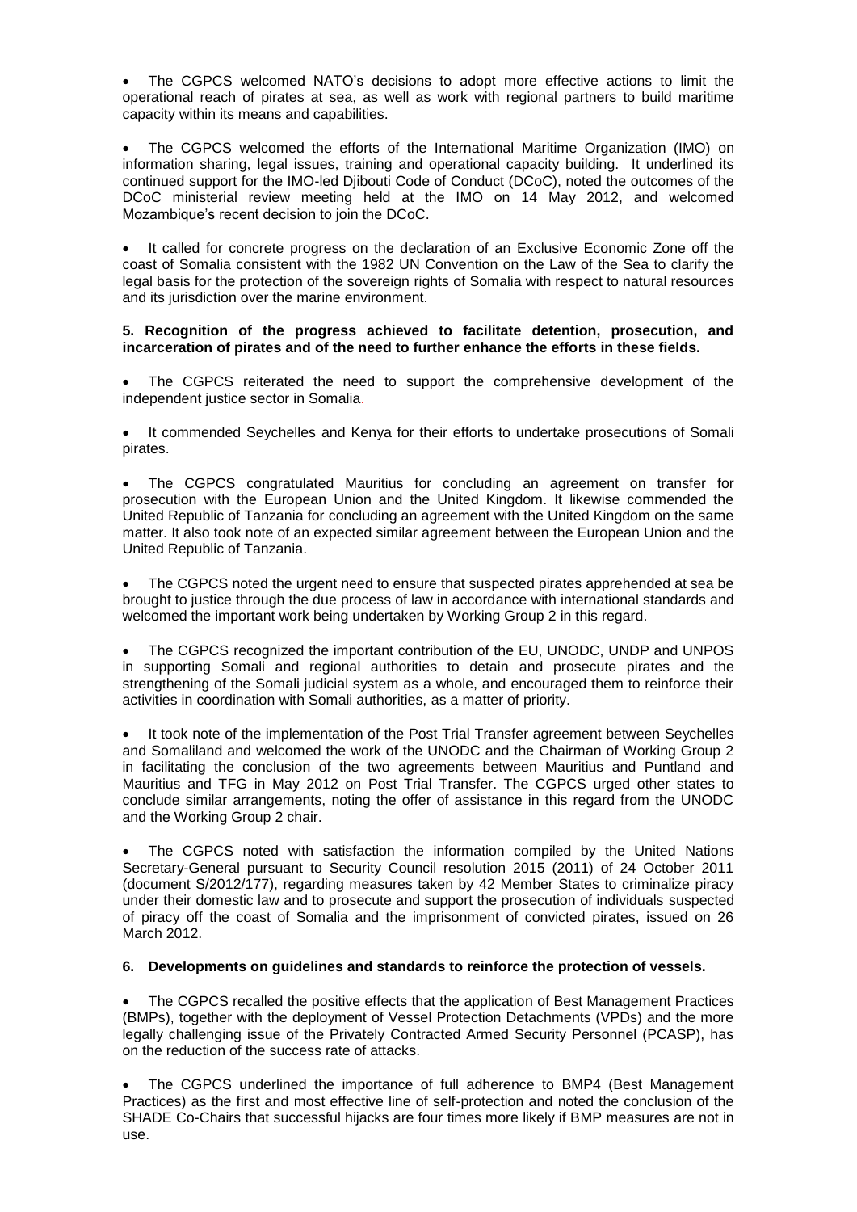- The CGPCS welcomed NATO's decisions to adopt more effective actions to limit the operational reach of pirates at sea, as well as work with regional partners to build maritime capacity within its means and capabilities.

- The CGPCS welcomed the efforts of the International Maritime Organization (IMO) on information sharing, legal issues, training and operational capacity building. It underlined its continued support for the IMO-led Djibouti Code of Conduct (DCoC), noted the outcomes of the DCoC ministerial review meeting held at the IMO on 14 May 2012, and welcomed Mozambique's recent decision to join the DCoC.

- It called for concrete progress on the declaration of an Exclusive Economic Zone off the coast of Somalia consistent with the 1982 UN Convention on the Law of the Sea to clarify the legal basis for the protection of the sovereign rights of Somalia with respect to natural resources and its jurisdiction over the marine environment.

**5. Recognition of the progress achieved to facilitate detention, prosecution, and incarceration of pirates and of the need to further enhance the efforts in these fields.**

- The CGPCS reiterated the need to support the comprehensive development of the independent justice sector in Somalia.

- It commended Seychelles and Kenya for their efforts to undertake prosecutions of Somali pirates.

- The CGPCS congratulated Mauritius for concluding an agreement on transfer for prosecution with the European Union and the United Kingdom. It likewise commended the United Republic of Tanzania for concluding an agreement with the United Kingdom on the same matter. It also took note of an expected similar agreement between the European Union and the United Republic of Tanzania.

- The CGPCS noted the urgent need to ensure that suspected pirates apprehended at sea be brought to justice through the due process of law in accordance with international standards and welcomed the important work being undertaken by Working Group 2 in this regard.

- The CGPCS recognized the important contribution of the EU, UNODC, UNDP and UNPOS in supporting Somali and regional authorities to detain and prosecute pirates and the strengthening of the Somali judicial system as a whole, and encouraged them to reinforce their activities in coordination with Somali authorities, as a matter of priority.

- It took note of the implementation of the Post Trial Transfer agreement between Seychelles and Somaliland and welcomed the work of the UNODC and the Chairman of Working Group 2 in facilitating the conclusion of the two agreements between Mauritius and Puntland and Mauritius and TFG in May 2012 on Post Trial Transfer. The CGPCS urged other states to conclude similar arrangements, noting the offer of assistance in this regard from the UNODC and the Working Group 2 chair.

- The CGPCS noted with satisfaction the information compiled by the United Nations Secretary-General pursuant to Security Council resolution 2015 (2011) of 24 October 2011 (document S/2012/177), regarding measures taken by 42 Member States to criminalize piracy under their domestic law and to prosecute and support the prosecution of individuals suspected of piracy off the coast of Somalia and the imprisonment of convicted pirates, issued on 26 March 2012.

**6. Developments on guidelines and standards to reinforce the protection of vessels.**

- The CGPCS recalled the positive effects that the application of Best Management Practices (BMPs), together with the deployment of Vessel Protection Detachments (VPDs) and the more legally challenging issue of the Privately Contracted Armed Security Personnel (PCASP), has on the reduction of the success rate of attacks.

- The CGPCS underlined the importance of full adherence to BMP4 (Best Management Practices) as the first and most effective line of self-protection and noted the conclusion of the SHADE Co-Chairs that successful hijacks are four times more likely if BMP measures are not in use.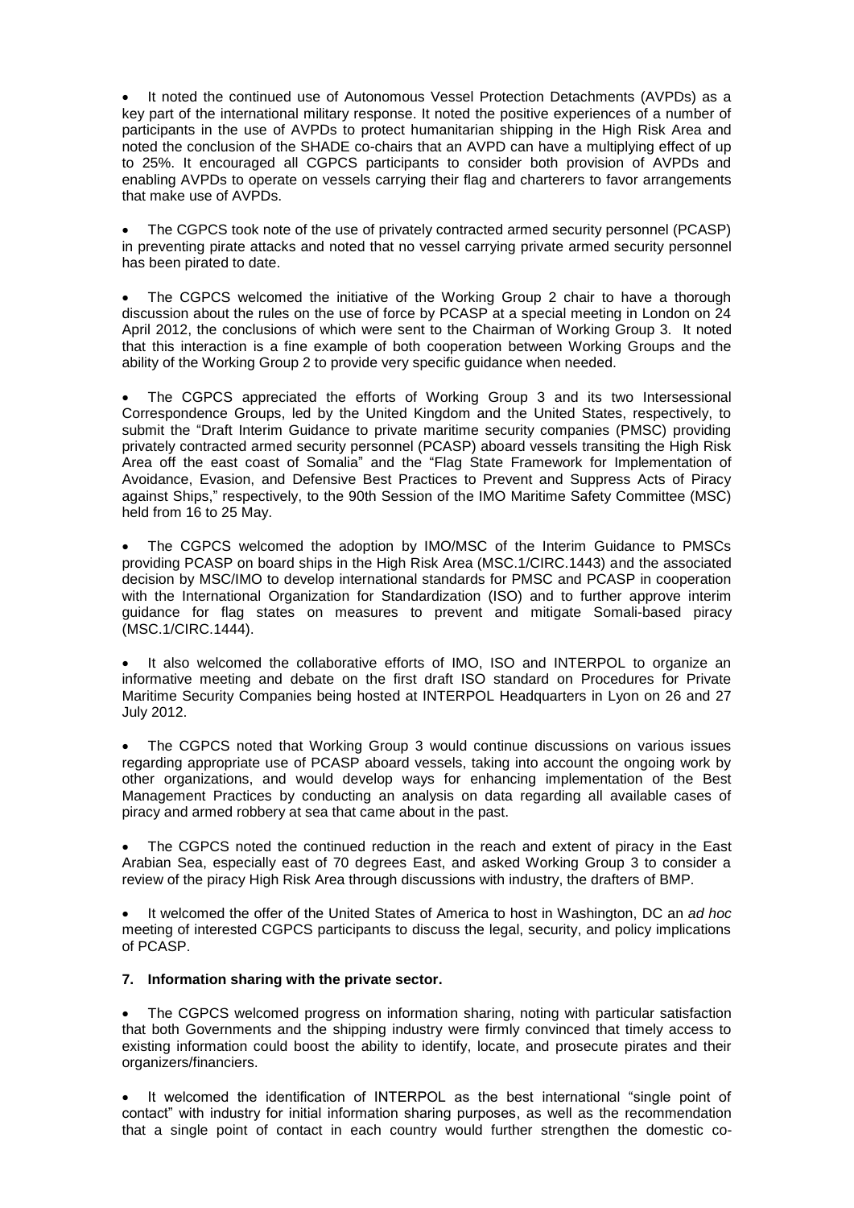- It noted the continued use of Autonomous Vessel Protection Detachments (AVPDs) as a key part of the international military response. It noted the positive experiences of a number of participants in the use of AVPDs to protect humanitarian shipping in the High Risk Area and noted the conclusion of the SHADE co-chairs that an AVPD can have a multiplying effect of up to 25%. It encouraged all CGPCS participants to consider both provision of AVPDs and enabling AVPDs to operate on vessels carrying their flag and charterers to favor arrangements that make use of AVPDs.

- The CGPCS took note of the use of privately contracted armed security personnel (PCASP) in preventing pirate attacks and noted that no vessel carrying private armed security personnel has been pirated to date.

- The CGPCS welcomed the initiative of the Working Group 2 chair to have a thorough discussion about the rules on the use of force by PCASP at a special meeting in London on 24 April 2012, the conclusions of which were sent to the Chairman of Working Group 3. It noted that this interaction is a fine example of both cooperation between Working Groups and the ability of the Working Group 2 to provide very specific guidance when needed.

- The CGPCS appreciated the efforts of Working Group 3 and its two Intersessional Correspondence Groups, led by the United Kingdom and the United States, respectively, to submit the "Draft Interim Guidance to private maritime security companies (PMSC) providing privately contracted armed security personnel (PCASP) aboard vessels transiting the High Risk Area off the east coast of Somalia" and the "Flag State Framework for Implementation of Avoidance, Evasion, and Defensive Best Practices to Prevent and Suppress Acts of Piracy against Ships," respectively, to the 90th Session of the IMO Maritime Safety Committee (MSC) held from 16 to 25 May.

- The CGPCS welcomed the adoption by IMO/MSC of the Interim Guidance to PMSCs providing PCASP on board ships in the High Risk Area (MSC.1/CIRC.1443) and the associated decision by MSC/IMO to develop international standards for PMSC and PCASP in cooperation with the International Organization for Standardization (ISO) and to further approve interim guidance for flag states on measures to prevent and mitigate Somali-based piracy (MSC.1/CIRC.1444).

- It also welcomed the collaborative efforts of IMO, ISO and INTERPOL to organize an informative meeting and debate on the first draft ISO standard on Procedures for Private Maritime Security Companies being hosted at INTERPOL Headquarters in Lyon on 26 and 27 July 2012.

- The CGPCS noted that Working Group 3 would continue discussions on various issues regarding appropriate use of PCASP aboard vessels, taking into account the ongoing work by other organizations, and would develop ways for enhancing implementation of the Best Management Practices by conducting an analysis on data regarding all available cases of piracy and armed robbery at sea that came about in the past.

- The CGPCS noted the continued reduction in the reach and extent of piracy in the East Arabian Sea, especially east of 70 degrees East, and asked Working Group 3 to consider a review of the piracy High Risk Area through discussions with industry, the drafters of BMP.

- It welcomed the offer of the United States of America to host in Washington, DC an *ad hoc* meeting of interested CGPCS participants to discuss the legal, security, and policy implications of PCASP.

### 7. Information sharing with the private sector.

- The CGPCS welcomed progress on information sharing, noting with particular satisfaction that both Governments and the shipping industry were firmly convinced that timely access to existing information could boost the ability to identify, locate, and prosecute pirates and their organizers/financiers.

- It welcomed the identification of INTERPOL as the best international "single point of contact" with industry for initial information sharing purposes, as well as the recommendation that a single point of contact in each country would further strengthen the domestic co-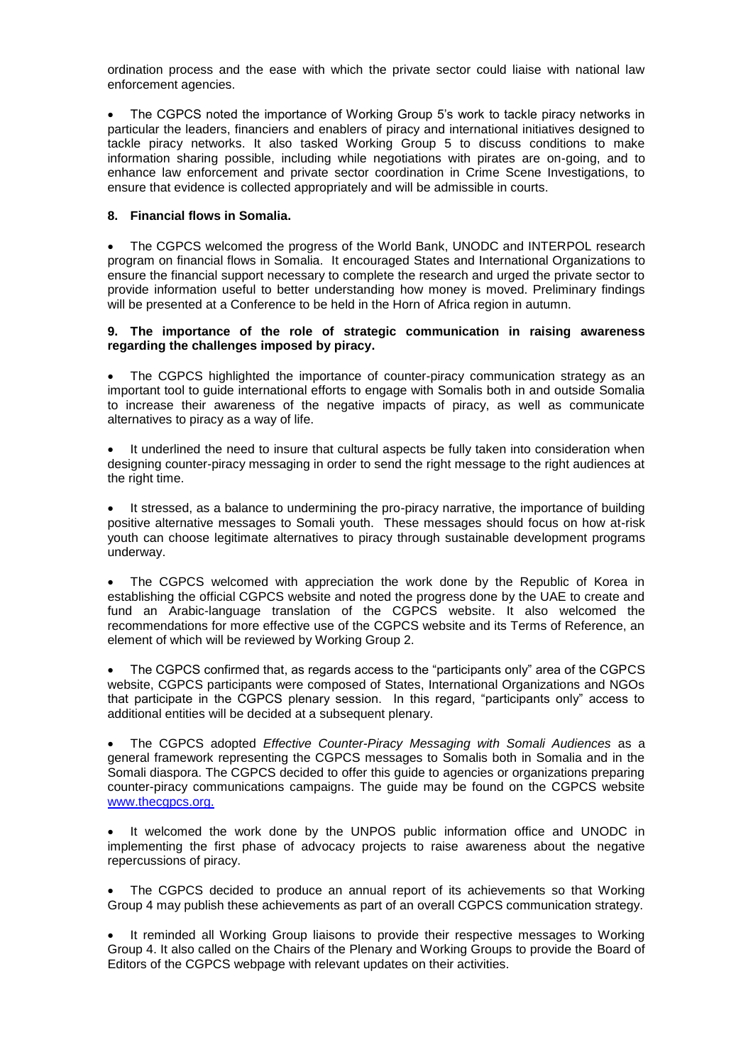ordination process and the ease with which the private sector could liaise with national law enforcement agencies.

- The CGPCS noted the importance of Working Group 5's work to tackle piracy networks in particular the leaders, financiers and enablers of piracy and international initiatives designed to tackle piracy networks. It also tasked Working Group 5 to discuss conditions to make information sharing possible, including while negotiations with pirates are on-going, and to enhance law enforcement and private sector coordination in Crime Scene Investigations, to ensure that evidence is collected appropriately and will be admissible in courts.

**8. Financial flows in Somalia.**

- The CGPCS welcomed the progress of the World Bank, UNODC and INTERPOL research program on financial flows in Somalia. It encouraged States and International Organizations to ensure the financial support necessary to complete the research and urged the private sector to provide information useful to better understanding how money is moved. Preliminary findings will be presented at a Conference to be held in the Horn of Africa region in autumn.

**9. The importance of the role of strategic communication in raising awareness regarding the challenges imposed by piracy.**

- The CGPCS highlighted the importance of counter-piracy communication strategy as an important tool to guide international efforts to engage with Somalis both in and outside Somalia to increase their awareness of the negative impacts of piracy, as well as communicate alternatives to piracy as a way of life.

- It underlined the need to insure that cultural aspects be fully taken into consideration when designing counter-piracy messaging in order to send the right message to the right audiences at the right time.

- It stressed, as a balance to undermining the pro-piracy narrative, the importance of building positive alternative messages to Somali youth. These messages should focus on how at-risk youth can choose legitimate alternatives to piracy through sustainable development programs underway.

- The CGPCS welcomed with appreciation the work done by the Republic of Korea in establishing the official CGPCS website and noted the progress done by the UAE to create and fund an Arabic-language translation of the CGPCS website. It also welcomed the recommendations for more effective use of the CGPCS website and its Terms of Reference, an element of which will be reviewed by Working Group 2.

- The CGPCS confirmed that, as regards access to the "participants only" area of the CGPCS website, CGPCS participants were composed of States, International Organizations and NGOs that participate in the CGPCS plenary session. In this regard, "participants only" access to additional entities will be decided at a subsequent plenary.

- The CGPCS adopted *Effective Counter-Piracy Messaging with Somali Audiences* as a general framework representing the CGPCS messages to Somalis both in Somalia and in the Somali diaspora. The CGPCS decided to offer this guide to agencies or organizations preparing counter-piracy communications campaigns. The guide may be found on the CGPCS website [www.thecgpcs.org.](http://www.thecgpcs.org)

- It welcomed the work done by the UNPOS public information office and UNODC in implementing the first phase of advocacy projects to raise awareness about the negative repercussions of piracy.

- The CGPCS decided to produce an annual report of its achievements so that Working Group 4 may publish these achievements as part of an overall CGPCS communication strategy.

- It reminded all Working Group liaisons to provide their respective messages to Working Group 4. It also called on the Chairs of the Plenary and Working Groups to provide the Board of Editors of the CGPCS webpage with relevant updates on their activities.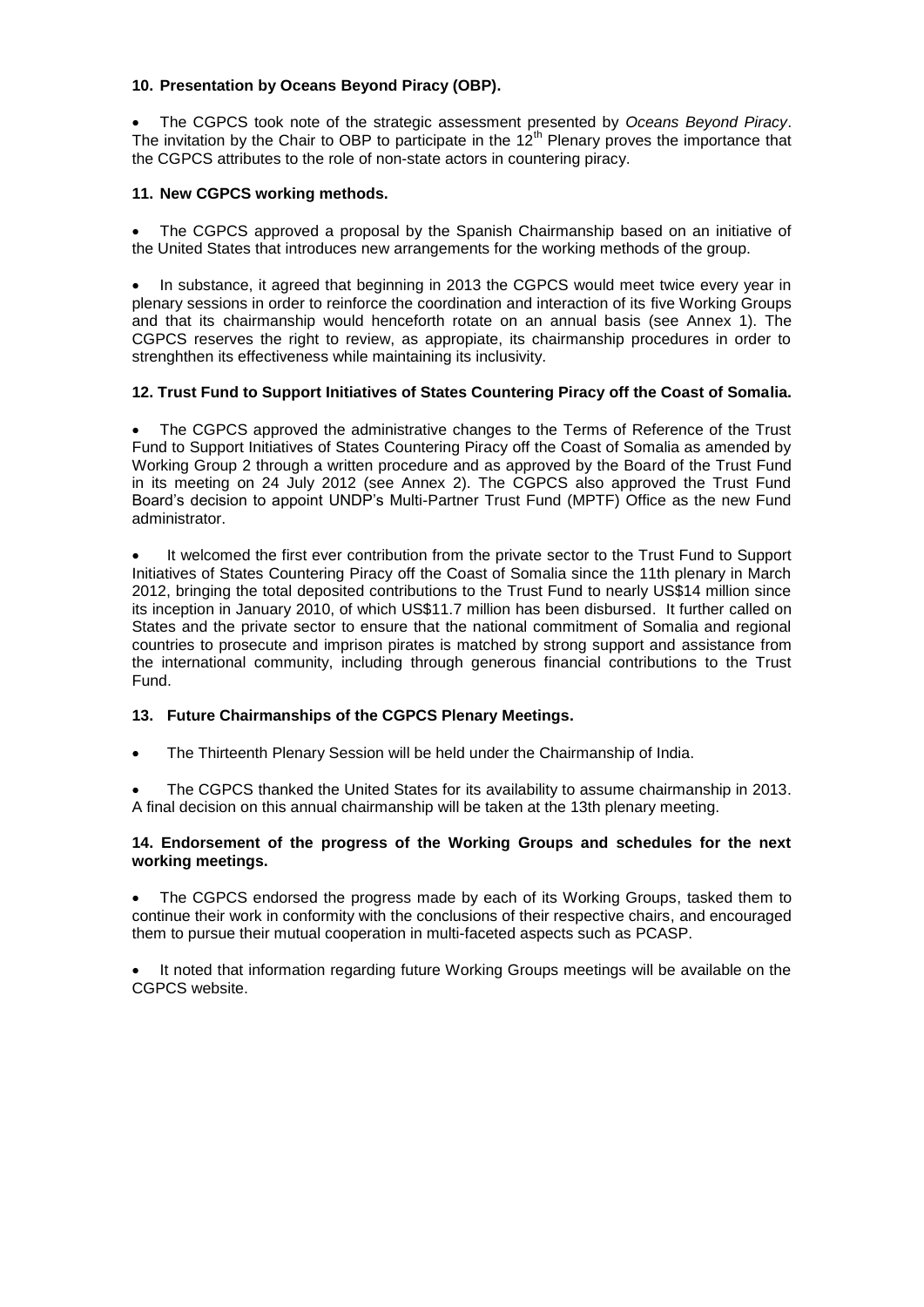**10. Presentation by Oceans Beyond Piracy (OBP).**

- The CGPCS took note of the strategic assessment presented by *Oceans Beyond Piracy*. The invitation by the Chair to OBP to participate in the 12th Plenary proves the importance that the CGPCS attributes to the role of non-state actors in countering piracy.

**11. New CGPCS working methods.**

- The CGPCS approved a proposal by the Spanish Chairmanship based on an initiative of the United States that introduces new arrangements for the working methods of the group.

- In substance, it agreed that beginning in 2013 the CGPCS would meet twice every year in plenary sessions in order to reinforce the coordination and interaction of its five Working Groups and that its chairmanship would henceforth rotate on an annual basis (see Annex 1). The CGPCS reserves the right to review, as appropiate, its chairmanship procedures in order to strenghthen its effectiveness while maintaining its inclusivity.

**12. Trust Fund to Support Initiatives of States Countering Piracy off the Coast of Somalia.**

- The CGPCS approved the administrative changes to the Terms of Reference of the Trust Fund to Support Initiatives of States Countering Piracy off the Coast of Somalia as amended by Working Group 2 through a written procedure and as approved by the Board of the Trust Fund in its meeting on 24 July 2012 (see Annex 2). The CGPCS also approved the Trust Fund Board's decision to appoint UNDP's Multi-Partner Trust Fund (MPTF) Office as the new Fund administrator.

- It welcomed the first ever contribution from the private sector to the Trust Fund to Support Initiatives of States Countering Piracy off the Coast of Somalia since the 11th plenary in March 2012, bringing the total deposited contributions to the Trust Fund to nearly US$14 million since its inception in January 2010, of which US$11.7 million has been disbursed. It further called on States and the private sector to ensure that the national commitment of Somalia and regional countries to prosecute and imprison pirates is matched by strong support and assistance from the international community, including through generous financial contributions to the Trust Fund.

**13. Future Chairmanships of the CGPCS Plenary Meetings.**

- The Thirteenth Plenary Session will be held under the Chairmanship of India.

- The CGPCS thanked the United States for its availability to assume chairmanship in 2013. A final decision on this annual chairmanship will be taken at the 13th plenary meeting.

**14. Endorsement of the progress of the Working Groups and schedules for the next working meetings.**

- The CGPCS endorsed the progress made by each of its Working Groups, tasked them to continue their work in conformity with the conclusions of their respective chairs, and encouraged them to pursue their mutual cooperation in multi-faceted aspects such as PCASP.

- It noted that information regarding future Working Groups meetings will be available on the CGPCS website.